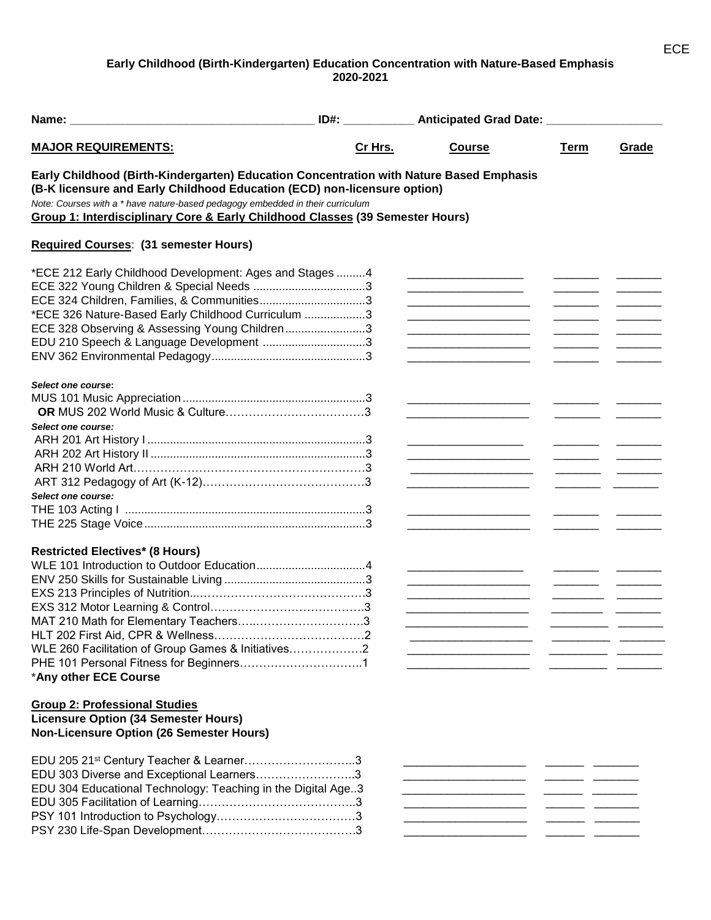# Early Childhood (Birth-Kindergarten) Education Concentration with Nature-Based Emphasis
## 2020-2021

**Name:** ______________________ **ID#:** ___________ **Anticipated Grad Date:** __________________

| **MAJOR REQUIREMENTS:** | **Cr Hrs.** | **Course** | **Term** | **Grade** |
|---|---|---|---|---|

**Early Childhood (Birth-Kindergarten) Education Concentration with Nature Based Emphasis (B-K licensure and Early Childhood Education (ECD) non-licensure option)**

*Note: Courses with a * have nature-based pedagogy embedded in their curriculum*

**Group 1: Interdisciplinary Core & Early Childhood Classes (39 Semester Hours)**

**Required Courses: (31 semester Hours)**

| Course | Cr Hrs. | Course | Term | Grade |
|---|---|---|---|---|
| *ECE 212 Early Childhood Development: Ages and Stages | 4 | | | |
| ECE 322 Young Children & Special Needs | 3 | | | |
| ECE 324 Children, Families, & Communities | 3 | | | |
| *ECE 326 Nature-Based Early Childhood Curriculum | 3 | | | |
| ECE 328 Observing & Assessing Young Children | 3 | | | |
| EDU 210 Speech & Language Development | 3 | | | |
| ENV 362 Environmental Pedagogy | 3 | | | |
| ***Select one course:*** | | | | |
| MUS 101 Music Appreciation | 3 | | | |
| **OR** MUS 202 World Music & Culture | 3 | | | |
| ***Select one course:*** | | | | |
| ARH 201 Art History I | 3 | | | |
| ARH 202 Art History II | 3 | | | |
| ARH 210 World Art | 3 | | | |
| ART 312 Pedagogy of Art (K-12) | 3 | | | |
| ***Select one course:*** | | | | |
| THE 103 Acting I | 3 | | | |
| THE 225 Stage Voice | 3 | | | |

**Restricted Electives* (8 Hours)**

| Course | Cr Hrs. | Course | Term | Grade |
|---|---|---|---|---|
| WLE 101 Introduction to Outdoor Education | 4 | | | |
| ENV 250 Skills for Sustainable Living | 3 | | | |
| EXS 213 Principles of Nutrition | 3 | | | |
| EXS 312 Motor Learning & Control | 3 | | | |
| MAT 210 Math for Elementary Teachers | 3 | | | |
| HLT 202 First Aid, CPR & Wellness | 2 | | | |
| WLE 260 Facilitation of Group Games & Initiatives | 2 | | | |
| PHE 101 Personal Fitness for Beginners | 1 | | | |
| ***Any other ECE Course** | | | | |

**Group 2: Professional Studies**
**Licensure Option (34 Semester Hours)**
**Non-Licensure Option (26 Semester Hours)**

| Course | Cr Hrs. | Course | Term | Grade |
|---|---|---|---|---|
| EDU 205 21st Century Teacher & Learner | 3 | | | |
| EDU 303 Diverse and Exceptional Learners | 3 | | | |
| EDU 304 Educational Technology: Teaching in the Digital Age | 3 | | | |
| EDU 305 Facilitation of Learning | 3 | | | |
| PSY 101 Introduction to Psychology | 3 | | | |
| PSY 230 Life-Span Development | 3 | | | |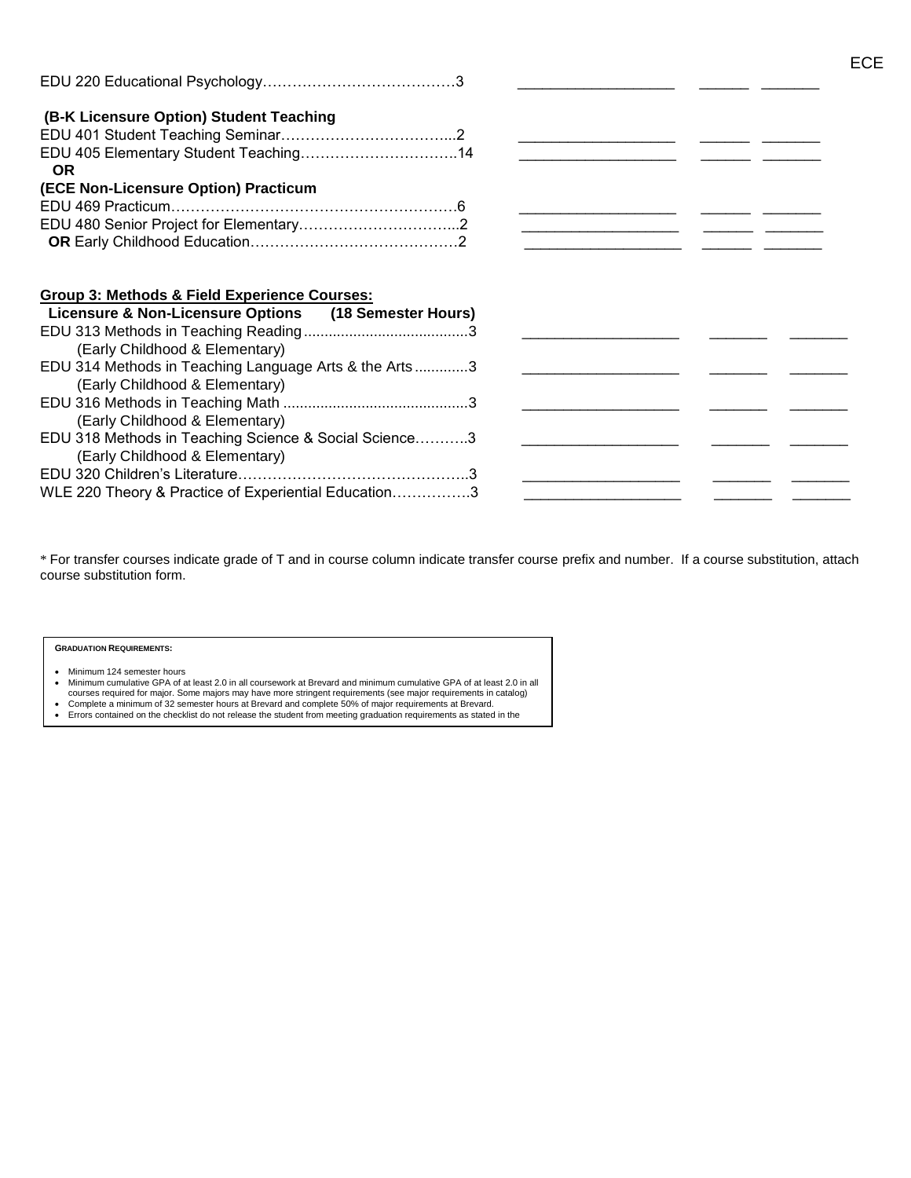EDU 220 Educational Psychology…………………………………3 ________________ ______ _______

**(B-K Licensure Option) Student Teaching**

| | | | |
|---|---|---|---|
| EDU 401 Student Teaching Seminar……………………………...2 | | | |
| EDU 405 Elementary Student Teaching…………………………..14 | | | |

**OR**

**(ECE Non-Licensure Option) Practicum**

| | | | |
|---|---|---|---|
| EDU 469 Practicum…………………………………………………6 | | | |
| EDU 480 Senior Project for Elementary…………………………...2 | | | |
| **OR** Early Childhood Education……………………………………2 | | | |

**Group 3: Methods & Field Experience Courses:**

**Licensure & Non-Licensure Options (18 Semester Hours)**

| | | | |
|---|---|---|---|
| EDU 313 Methods in Teaching Reading........................................3 (Early Childhood & Elementary) | | | |
| EDU 314 Methods in Teaching Language Arts & the Arts .............3 (Early Childhood & Elementary) | | | |
| EDU 316 Methods in Teaching Math .............................................3 (Early Childhood & Elementary) | | | |
| EDU 318 Methods in Teaching Science & Social Science………..3 (Early Childhood & Elementary) | | | |
| EDU 320 Children's Literature………………………………………..3 | | | |
| WLE 220 Theory & Practice of Experiential Education…………….3 | | | |

* For transfer courses indicate grade of T and in course column indicate transfer course prefix and number. If a course substitution, attach course substitution form.

**GRADUATION REQUIREMENTS:**

- Minimum 124 semester hours
- Minimum cumulative GPA of at least 2.0 in all coursework at Brevard and minimum cumulative GPA of at least 2.0 in all courses required for major. Some majors may have more stringent requirements (see major requirements in catalog)
- Complete a minimum of 32 semester hours at Brevard and complete 50% of major requirements at Brevard.
- Errors contained on the checklist do not release the student from meeting graduation requirements as stated in the